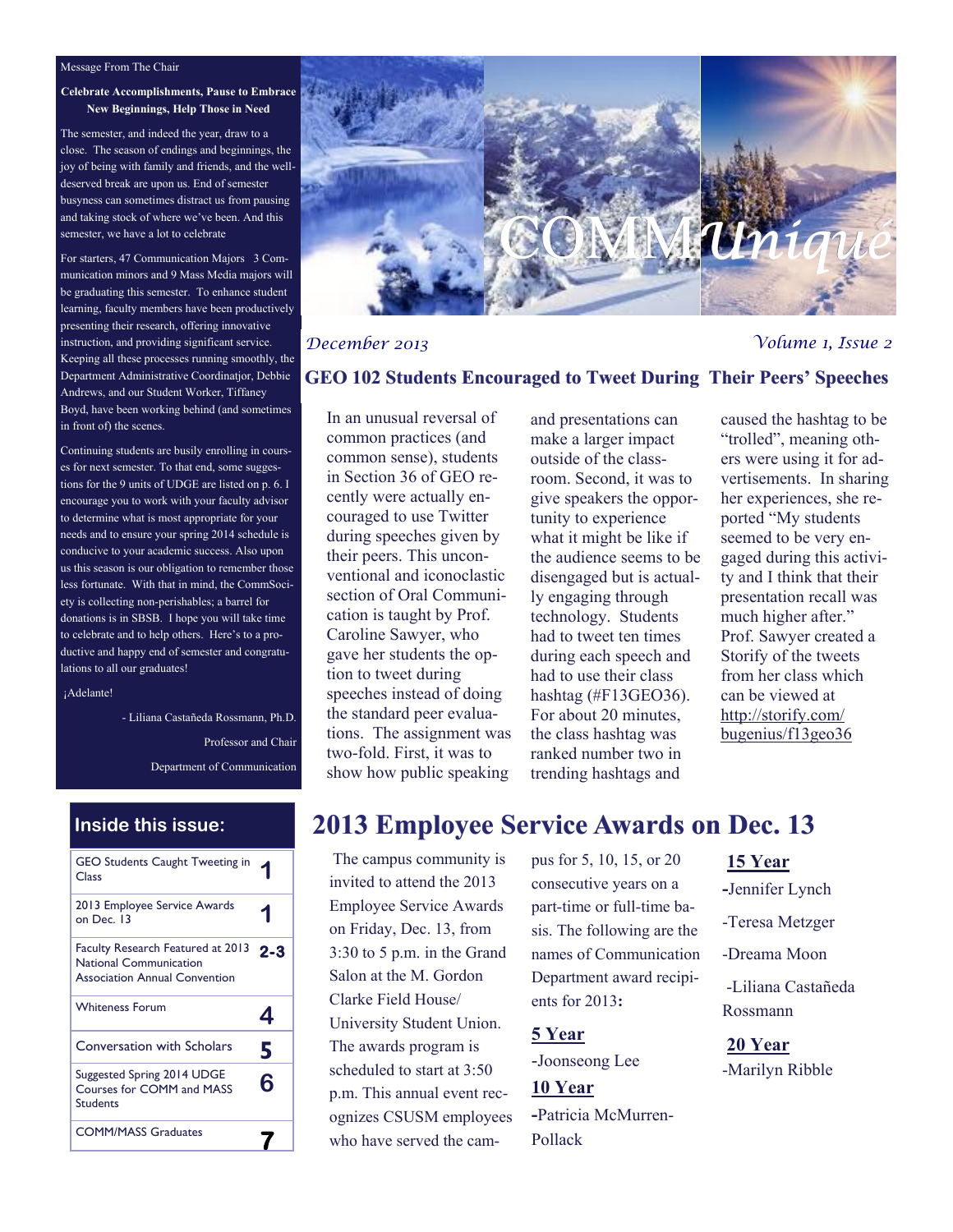# COMMuniqué

*December 2013* *Volume 1, Issue 2*

Message From The Chair

**Celebrate Accomplishments, Pause to Embrace New Beginnings, Help Those in Need**

The semester, and indeed the year, draw to a close. The season of endings and beginnings, the joy of being with family and friends, and the well-deserved break are upon us. End of semester busyness can sometimes distract us from pausing and taking stock of where we've been. And this semester, we have a lot to celebrate

For starters, 47 Communication Majors 3 Communication minors and 9 Mass Media majors will be graduating this semester. To enhance student learning, faculty members have been productively presenting their research, offering innovative instruction, and providing significant service. Keeping all these processes running smoothly, the Department Administrative Coordinatjor, Debbie Andrews, and our Student Worker, Tiffaney Boyd, have been working behind (and sometimes in front of) the scenes.

Continuing students are busily enrolling in courses for next semester. To that end, some suggestions for the 9 units of UDGE are listed on p. 6. I encourage you to work with your faculty advisor to determine what is most appropriate for your needs and to ensure your spring 2014 schedule is conducive to your academic success. Also upon us this season is our obligation to remember those less fortunate. With that in mind, the CommSociety is collecting non-perishables; a barrel for donations is in SBSB. I hope you will take time to celebrate and to help others. Here's to a productive and happy end of semester and congratulations to all our graduates!

¡Adelante!

- Liliana Castañeda Rossmann, Ph.D.

Professor and Chair

Department of Communication

## Inside this issue:

| | |
|---|---|
| GEO Students Caught Tweeting in Class | 1 |
| 2013 Employee Service Awards on Dec. 13 | 1 |
| Faculty Research Featured at 2013 National Communication Association Annual Convention | 2-3 |
| Whiteness Forum | 4 |
| Conversation with Scholars | 5 |
| Suggested Spring 2014 UDGE Courses for COMM and MASS Students | 6 |
| COMM/MASS Graduates | 7 |

## GEO 102 Students Encouraged to Tweet During Their Peers' Speeches

In an unusual reversal of common practices (and common sense), students in Section 36 of GEO recently were actually encouraged to use Twitter during speeches given by their peers. This unconventional and iconoclastic section of Oral Communication is taught by Prof. Caroline Sawyer, who gave her students the option to tweet during speeches instead of doing the standard peer evaluations. The assignment was two-fold. First, it was to show how public speaking and presentations can make a larger impact outside of the classroom. Second, it was to give speakers the opportunity to experience what it might be like if the audience seems to be disengaged but is actually engaging through technology. Students had to tweet ten times during each speech and had to use their class hashtag (#F13GEO36). For about 20 minutes, the class hashtag was ranked number two in trending hashtags and caused the hashtag to be "trolled", meaning others were using it for advertisements. In sharing her experiences, she reported "My students seemed to be very engaged during this activity and I think that their presentation recall was much higher after." Prof. Sawyer created a Storify of the tweets from her class which can be viewed at http://storify.com/bugenius/f13geo36

## 2013 Employee Service Awards on Dec. 13

The campus community is invited to attend the 2013 Employee Service Awards on Friday, Dec. 13, from 3:30 to 5 p.m. in the Grand Salon at the M. Gordon Clarke Field House/ University Student Union. The awards program is scheduled to start at 3:50 p.m. This annual event recognizes CSUSM employees who have served the campus for 5, 10, 15, or 20 consecutive years on a part-time or full-time basis. The following are the names of Communication Department award recipients for 2013**:**

**5 Year**

-Joonseong Lee

**10 Year**

-Patricia McMurren-Pollack

**15 Year**

-Jennifer Lynch

-Teresa Metzger

-Dreama Moon

-Liliana Castañeda Rossmann

**20 Year**

-Marilyn Ribble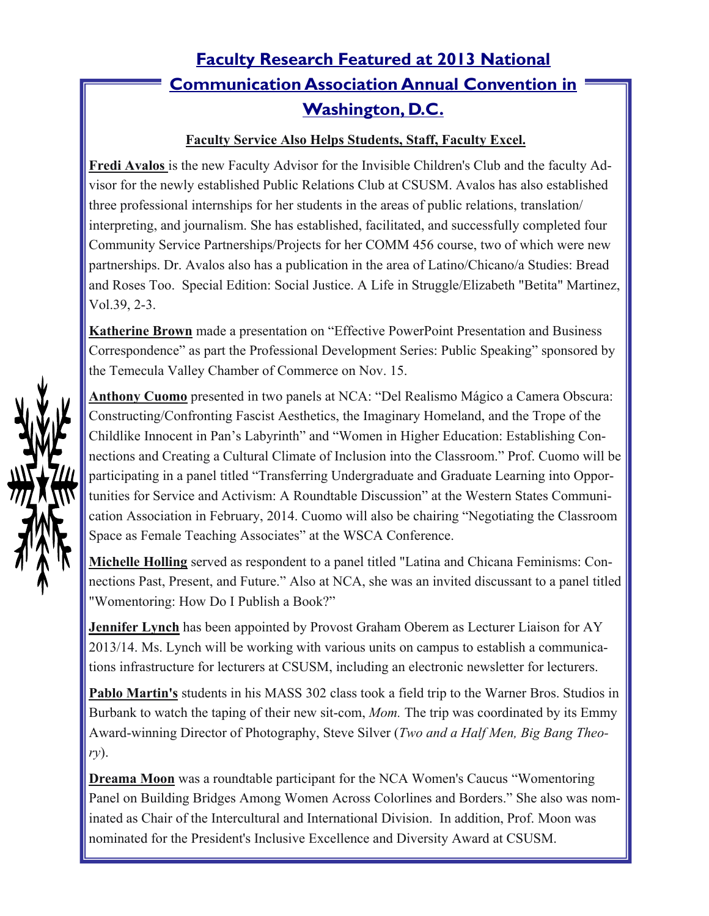# Faculty Research Featured at 2013 National Communication Association Annual Convention in Washington, D.C.

**Faculty Service Also Helps Students, Staff, Faculty Excel.**

**Fredi Avalos** is the new Faculty Advisor for the Invisible Children's Club and the faculty Advisor for the newly established Public Relations Club at CSUSM. Avalos has also established three professional internships for her students in the areas of public relations, translation/interpreting, and journalism. She has established, facilitated, and successfully completed four Community Service Partnerships/Projects for her COMM 456 course, two of which were new partnerships. Dr. Avalos also has a publication in the area of Latino/Chicano/a Studies: Bread and Roses Too. Special Edition: Social Justice. A Life in Struggle/Elizabeth "Betita" Martinez, Vol.39, 2-3.

**Katherine Brown** made a presentation on "Effective PowerPoint Presentation and Business Correspondence" as part the Professional Development Series: Public Speaking" sponsored by the Temecula Valley Chamber of Commerce on Nov. 15.

**Anthony Cuomo** presented in two panels at NCA: "Del Realismo Mágico a Camera Obscura: Constructing/Confronting Fascist Aesthetics, the Imaginary Homeland, and the Trope of the Childlike Innocent in Pan's Labyrinth" and "Women in Higher Education: Establishing Connections and Creating a Cultural Climate of Inclusion into the Classroom." Prof. Cuomo will be participating in a panel titled "Transferring Undergraduate and Graduate Learning into Opportunities for Service and Activism: A Roundtable Discussion" at the Western States Communication Association in February, 2014. Cuomo will also be chairing "Negotiating the Classroom Space as Female Teaching Associates" at the WSCA Conference.

**Michelle Holling** served as respondent to a panel titled "Latina and Chicana Feminisms: Connections Past, Present, and Future." Also at NCA, she was an invited discussant to a panel titled "Womentoring: How Do I Publish a Book?"

**Jennifer Lynch** has been appointed by Provost Graham Oberem as Lecturer Liaison for AY 2013/14. Ms. Lynch will be working with various units on campus to establish a communications infrastructure for lecturers at CSUSM, including an electronic newsletter for lecturers.

**Pablo Martin's** students in his MASS 302 class took a field trip to the Warner Bros. Studios in Burbank to watch the taping of their new sit-com, *Mom.* The trip was coordinated by its Emmy Award-winning Director of Photography, Steve Silver (*Two and a Half Men, Big Bang Theory*).

**Dreama Moon** was a roundtable participant for the NCA Women's Caucus "Womentoring Panel on Building Bridges Among Women Across Colorlines and Borders." She also was nominated as Chair of the Intercultural and International Division. In addition, Prof. Moon was nominated for the President's Inclusive Excellence and Diversity Award at CSUSM.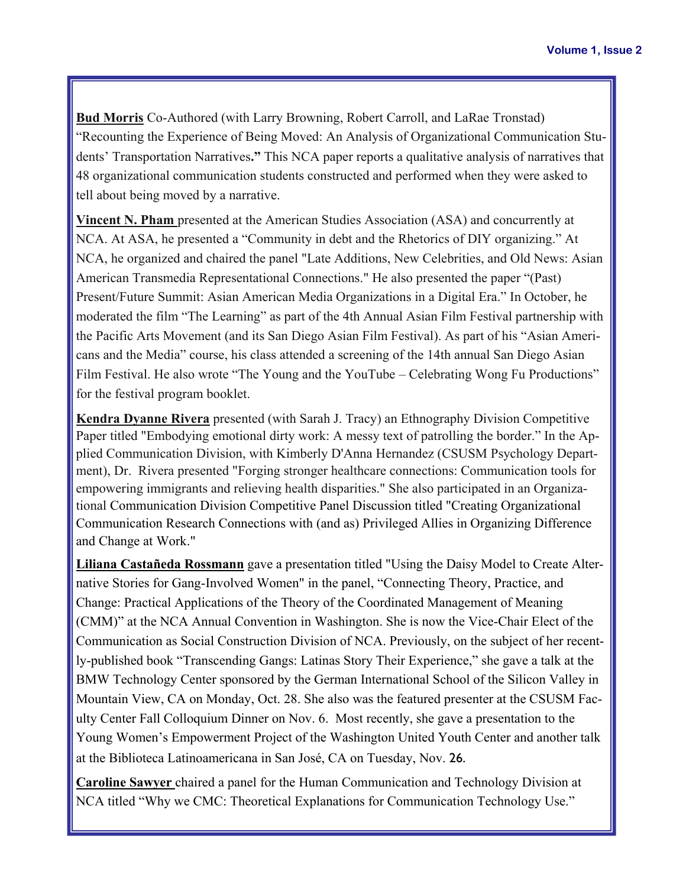**Bud Morris** Co-Authored (with Larry Browning, Robert Carroll, and LaRae Tronstad) "Recounting the Experience of Being Moved: An Analysis of Organizational Communication Students' Transportation Narratives**."** This NCA paper reports a qualitative analysis of narratives that 48 organizational communication students constructed and performed when they were asked to tell about being moved by a narrative.

**Vincent N. Pham** presented at the American Studies Association (ASA) and concurrently at NCA. At ASA, he presented a "Community in debt and the Rhetorics of DIY organizing." At NCA, he organized and chaired the panel "Late Additions, New Celebrities, and Old News: Asian American Transmedia Representational Connections." He also presented the paper "(Past) Present/Future Summit: Asian American Media Organizations in a Digital Era." In October, he moderated the film "The Learning" as part of the 4th Annual Asian Film Festival partnership with the Pacific Arts Movement (and its San Diego Asian Film Festival). As part of his "Asian Americans and the Media" course, his class attended a screening of the 14th annual San Diego Asian Film Festival. He also wrote "The Young and the YouTube – Celebrating Wong Fu Productions" for the festival program booklet.

**Kendra Dyanne Rivera** presented (with Sarah J. Tracy) an Ethnography Division Competitive Paper titled "Embodying emotional dirty work: A messy text of patrolling the border." In the Applied Communication Division, with Kimberly D'Anna Hernandez (CSUSM Psychology Department), Dr. Rivera presented "Forging stronger healthcare connections: Communication tools for empowering immigrants and relieving health disparities." She also participated in an Organizational Communication Division Competitive Panel Discussion titled "Creating Organizational Communication Research Connections with (and as) Privileged Allies in Organizing Difference and Change at Work."

**Liliana Castañeda Rossmann** gave a presentation titled "Using the Daisy Model to Create Alternative Stories for Gang-Involved Women" in the panel, "Connecting Theory, Practice, and Change: Practical Applications of the Theory of the Coordinated Management of Meaning (CMM)" at the NCA Annual Convention in Washington. She is now the Vice-Chair Elect of the Communication as Social Construction Division of NCA. Previously, on the subject of her recently-published book "Transcending Gangs: Latinas Story Their Experience," she gave a talk at the BMW Technology Center sponsored by the German International School of the Silicon Valley in Mountain View, CA on Monday, Oct. 28. She also was the featured presenter at the CSUSM Faculty Center Fall Colloquium Dinner on Nov. 6. Most recently, she gave a presentation to the Young Women's Empowerment Project of the Washington United Youth Center and another talk at the Biblioteca Latinoamericana in San José, CA on Tuesday, Nov. 26.

**Caroline Sawyer** chaired a panel for the Human Communication and Technology Division at NCA titled "Why we CMC: Theoretical Explanations for Communication Technology Use."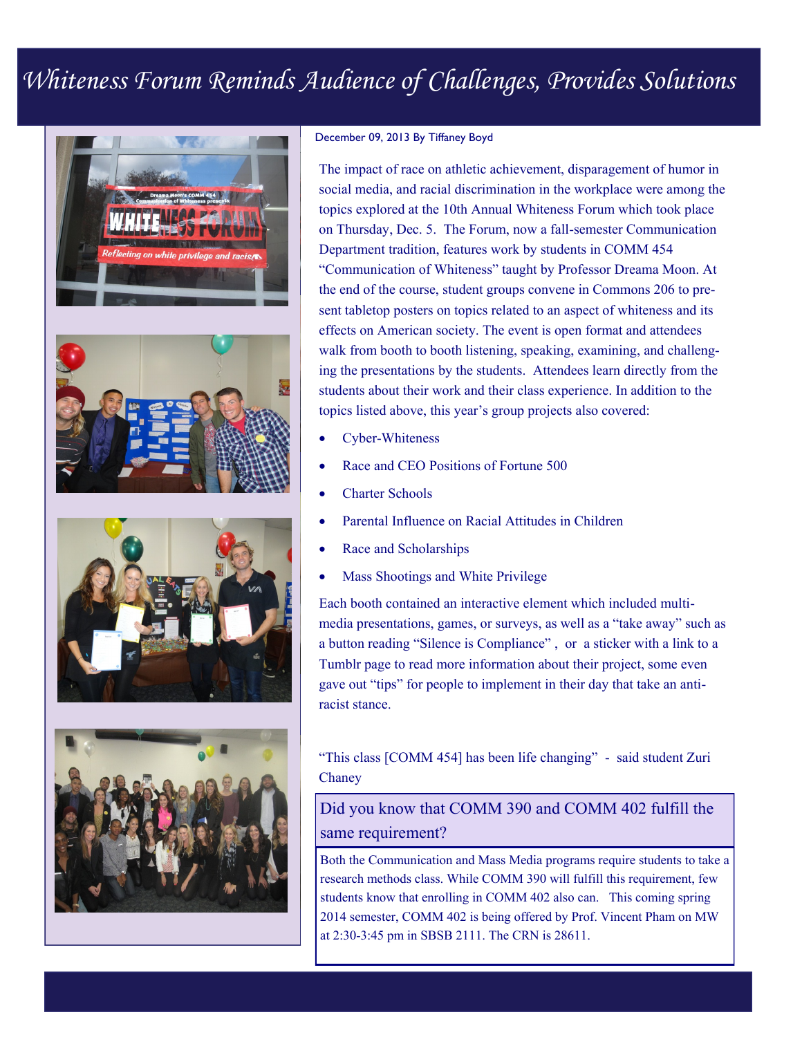# Whiteness Forum Reminds Audience of Challenges, Provides Solutions

December 09, 2013 By Tiffaney Boyd

The impact of race on athletic achievement, disparagement of humor in social media, and racial discrimination in the workplace were among the topics explored at the 10th Annual Whiteness Forum which took place on Thursday, Dec. 5. The Forum, now a fall-semester Communication Department tradition, features work by students in COMM 454 "Communication of Whiteness" taught by Professor Dreama Moon. At the end of the course, student groups convene in Commons 206 to present tabletop posters on topics related to an aspect of whiteness and its effects on American society. The event is open format and attendees walk from booth to booth listening, speaking, examining, and challenging the presentations by the students. Attendees learn directly from the students about their work and their class experience. In addition to the topics listed above, this year's group projects also covered:

- Cyber-Whiteness
- Race and CEO Positions of Fortune 500
- Charter Schools
- Parental Influence on Racial Attitudes in Children
- Race and Scholarships
- Mass Shootings and White Privilege

Each booth contained an interactive element which included multi-media presentations, games, or surveys, as well as a "take away" such as a button reading "Silence is Compliance" , or a sticker with a link to a Tumblr page to read more information about their project, some even gave out "tips" for people to implement in their day that take an anti-racist stance.

"This class [COMM 454] has been life changing" - said student Zuri Chaney

## Did you know that COMM 390 and COMM 402 fulfill the same requirement?

Both the Communication and Mass Media programs require students to take a research methods class. While COMM 390 will fulfill this requirement, few students know that enrolling in COMM 402 also can. This coming spring 2014 semester, COMM 402 is being offered by Prof. Vincent Pham on MW at 2:30-3:45 pm in SBSB 2111. The CRN is 28611.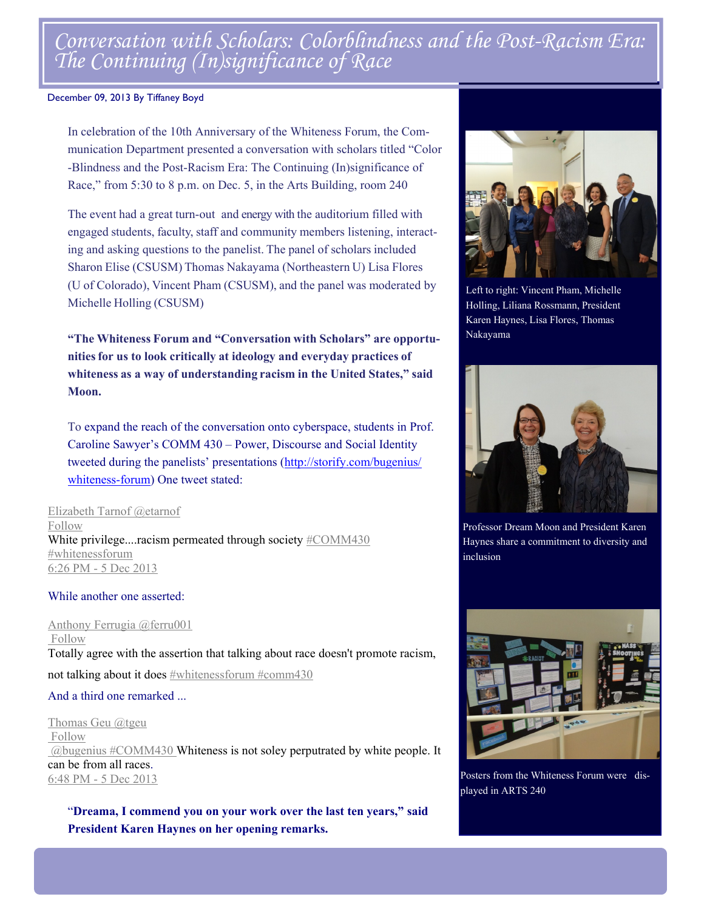# Conversation with Scholars: Colorblindness and the Post-Racism Era: The Continuing (In)significance of Race

December 09, 2013 By Tiffaney Boyd

In celebration of the 10th Anniversary of the Whiteness Forum, the Communication Department presented a conversation with scholars titled "Color-Blindness and the Post-Racism Era: The Continuing (In)significance of Race," from 5:30 to 8 p.m. on Dec. 5, in the Arts Building, room 240

The event had a great turn-out and energy with the auditorium filled with engaged students, faculty, staff and community members listening, interacting and asking questions to the panelist. The panel of scholars included Sharon Elise (CSUSM) Thomas Nakayama (Northeastern U) Lisa Flores (U of Colorado), Vincent Pham (CSUSM), and the panel was moderated by Michelle Holling (CSUSM)

**"The Whiteness Forum and "Conversation with Scholars" are opportunities for us to look critically at ideology and everyday practices of whiteness as a way of understanding racism in the United States," said Moon.**

To expand the reach of the conversation onto cyberspace, students in Prof. Caroline Sawyer's COMM 430 – Power, Discourse and Social Identity tweeted during the panelists' presentations (http://storify.com/bugenius/whiteness-forum) One tweet stated:

Elizabeth Tarnof @etarnof
Follow
White privilege....racism permeated through society #COMM430 #whitenessforum
6:26 PM - 5 Dec 2013

While another one asserted:

Anthony Ferrugia @ferru001
Follow
Totally agree with the assertion that talking about race doesn't promote racism, not talking about it does #whitenessforum #comm430

And a third one remarked ...

Thomas Geu @tgeu
Follow
@bugenius #COMM430 Whiteness is not soley perputrated by white people. It can be from all races.
6:48 PM - 5 Dec 2013

**"Dreama, I commend you on your work over the last ten years," said President Karen Haynes on her opening remarks.**

Left to right: Vincent Pham, Michelle Holling, Liliana Rossmann, President Karen Haynes, Lisa Flores, Thomas Nakayama

Professor Dream Moon and President Karen Haynes share a commitment to diversity and inclusion

Posters from the Whiteness Forum were displayed in ARTS 240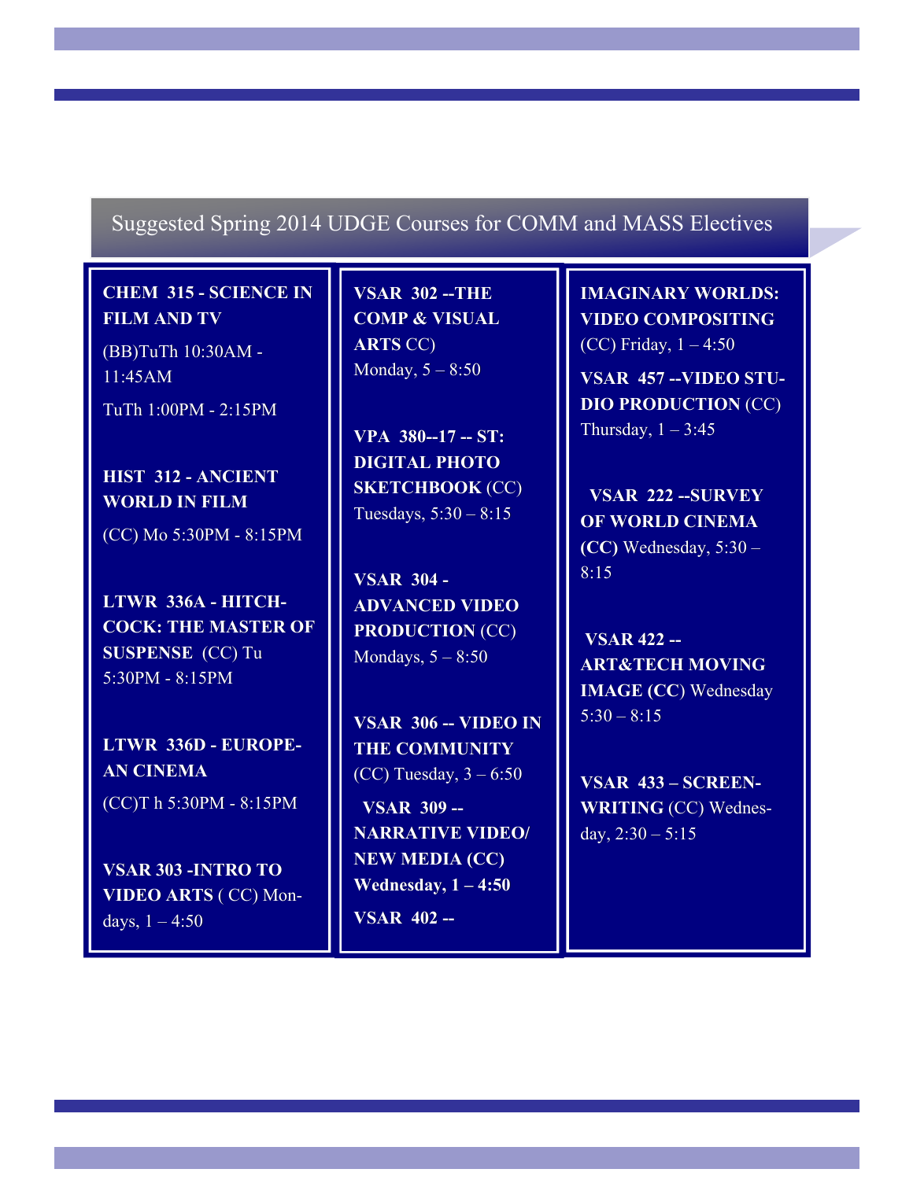## Suggested Spring 2014 UDGE Courses for COMM and MASS Electives

**CHEM 315 - SCIENCE IN FILM AND TV**

(BB)TuTh 10:30AM - 11:45AM

TuTh 1:00PM - 2:15PM

**HIST 312 - ANCIENT WORLD IN FILM**

(CC) Mo 5:30PM - 8:15PM

**LTWR 336A - HITCHCOCK: THE MASTER OF SUSPENSE** (CC) Tu 5:30PM - 8:15PM

**LTWR 336D - EUROPEAN CINEMA**

(CC)T h 5:30PM - 8:15PM

**VSAR 303 -INTRO TO VIDEO ARTS** ( CC) Mondays, 1 – 4:50

**VSAR 302 --THE COMP & VISUAL ARTS** CC)
Monday, 5 – 8:50

**VPA 380--17 -- ST: DIGITAL PHOTO SKETCHBOOK** (CC)
Tuesdays, 5:30 – 8:15

**VSAR 304 - ADVANCED VIDEO PRODUCTION** (CC)
Mondays, 5 – 8:50

**VSAR 306 -- VIDEO IN THE COMMUNITY**
(CC) Tuesday, 3 – 6:50

**VSAR 309 -- NARRATIVE VIDEO/ NEW MEDIA (CC) Wednesday, 1 – 4:50**

**VSAR 402 --**

**IMAGINARY WORLDS: VIDEO COMPOSITING**
(CC) Friday, 1 – 4:50

**VSAR 457 --VIDEO STUDIO PRODUCTION** (CC)
Thursday, 1 – 3:45

**VSAR 222 --SURVEY OF WORLD CINEMA (CC)** Wednesday, 5:30 – 8:15

**VSAR 422 -- ART&TECH MOVING IMAGE (CC)** Wednesday 5:30 – 8:15

**VSAR 433 – SCREENWRITING** (CC) Wednesday, 2:30 – 5:15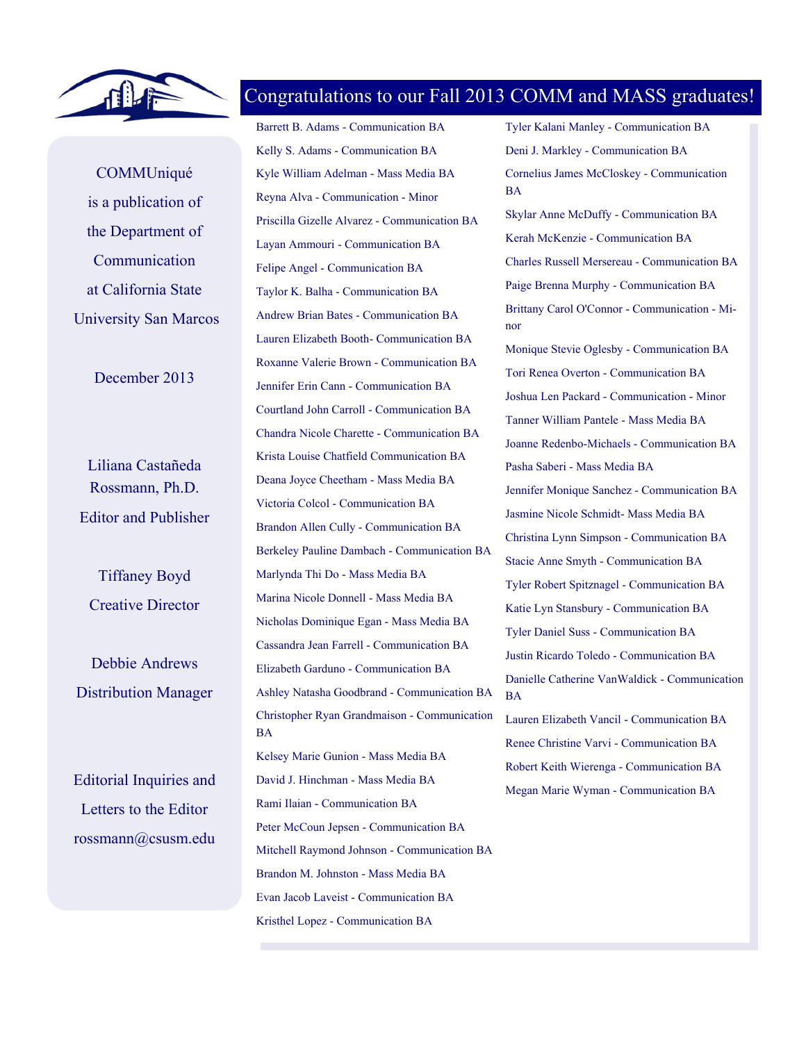# Congratulations to our Fall 2013 COMM and MASS graduates!

Barrett B. Adams - Communication BA

Kelly S. Adams - Communication BA

Kyle William Adelman - Mass Media BA

Reyna Alva - Communication - Minor

Priscilla Gizelle Alvarez - Communication BA

Layan Ammouri - Communication BA

Felipe Angel - Communication BA

Taylor K. Balha - Communication BA

Andrew Brian Bates - Communication BA

Lauren Elizabeth Booth- Communication BA

Roxanne Valerie Brown - Communication BA

Jennifer Erin Cann - Communication BA

Courtland John Carroll - Communication BA

Chandra Nicole Charette - Communication BA

Krista Louise Chatfield Communication BA

Deana Joyce Cheetham - Mass Media BA

Victoria Colcol - Communication BA

Brandon Allen Cully - Communication BA

Berkeley Pauline Dambach - Communication BA

Marlynda Thi Do - Mass Media BA

Marina Nicole Donnell - Mass Media BA

Nicholas Dominique Egan - Mass Media BA

Cassandra Jean Farrell - Communication BA

Elizabeth Garduno - Communication BA

Ashley Natasha Goodbrand - Communication BA

Christopher Ryan Grandmaison - Communication BA

Kelsey Marie Gunion - Mass Media BA

David J. Hinchman - Mass Media BA

Rami Ilaian - Communication BA

Peter McCoun Jepsen - Communication BA

Mitchell Raymond Johnson - Communication BA

Brandon M. Johnston - Mass Media BA

Evan Jacob Laveist - Communication BA

Kristhel Lopez - Communication BA

Tyler Kalani Manley - Communication BA

Deni J. Markley - Communication BA

Cornelius James McCloskey - Communication BA

Skylar Anne McDuffy - Communication BA

Kerah McKenzie - Communication BA

Charles Russell Mersereau - Communication BA

Paige Brenna Murphy - Communication BA

Brittany Carol O'Connor - Communication - Minor

Monique Stevie Oglesby - Communication BA

Tori Renea Overton - Communication BA

Joshua Len Packard - Communication - Minor

Tanner William Pantele - Mass Media BA

Joanne Redenbo-Michaels - Communication BA

Pasha Saberi - Mass Media BA

Jennifer Monique Sanchez - Communication BA

Jasmine Nicole Schmidt- Mass Media BA

Christina Lynn Simpson - Communication BA

Stacie Anne Smyth - Communication BA

Tyler Robert Spitznagel - Communication BA

Katie Lyn Stansbury - Communication BA

Tyler Daniel Suss - Communication BA

Justin Ricardo Toledo - Communication BA

Danielle Catherine VanWaldick - Communication BA

Lauren Elizabeth Vancil - Communication BA

Renee Christine Varvi - Communication BA

Robert Keith Wierenga - Communication BA

Megan Marie Wyman - Communication BA

---

COMMUniqué is a publication of the Department of Communication at California State University San Marcos

December 2013

Liliana Castañeda Rossmann, Ph.D.
Editor and Publisher

Tiffaney Boyd
Creative Director

Debbie Andrews
Distribution Manager

Editorial Inquiries and Letters to the Editor
rossmann@csusm.edu